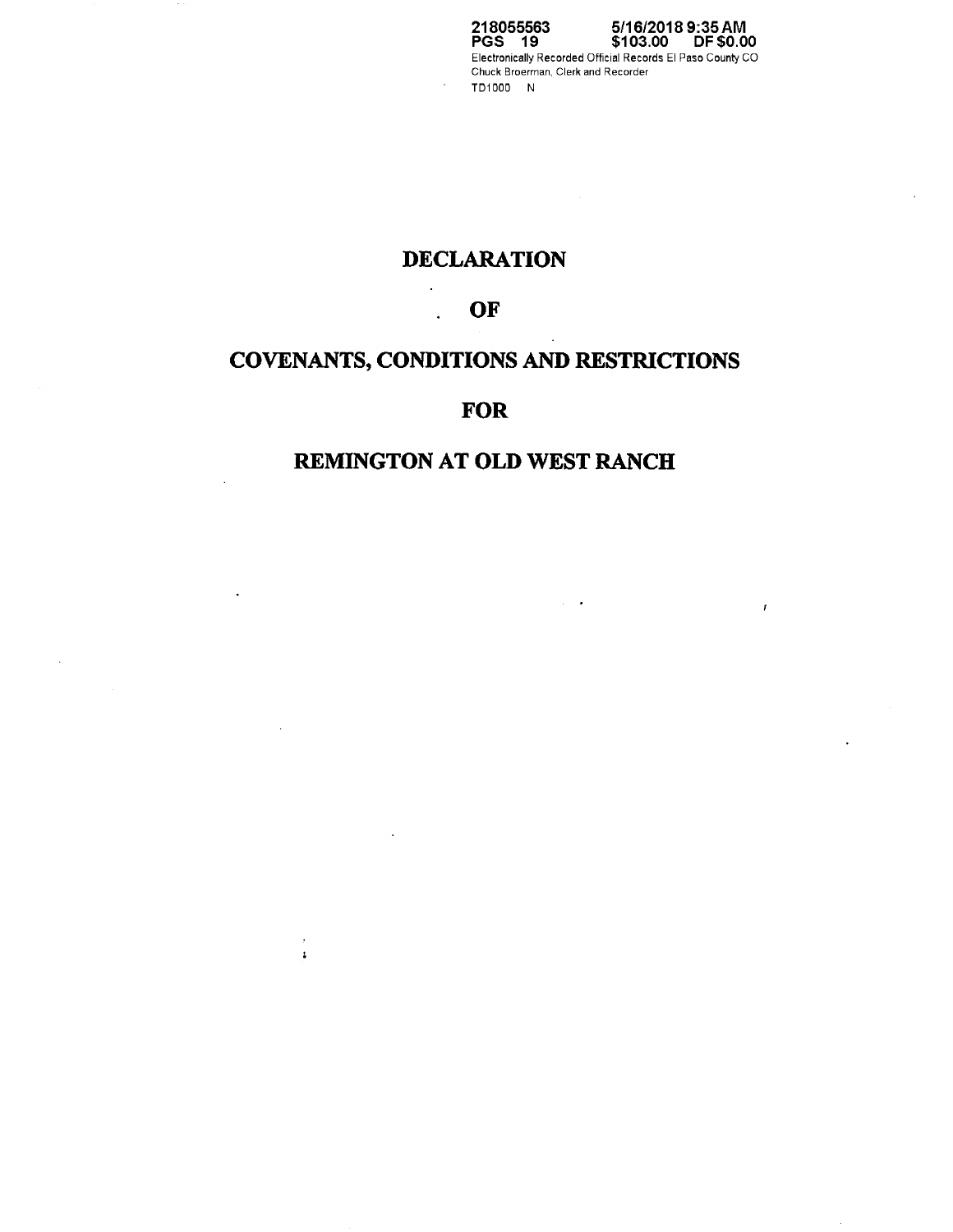218055563 PGS 19 5/16/2018 9:35 AM $103.00 DF $0.00
Electronically Recorded Official Records El Paso County CO
Chuck Broerman, Clerk and Recorder
TD1000 N

# DECLARATION

# OF

# COVENANTS, CONDITIONS AND RESTRICTIONS

# FOR

# REMINGTON AT OLD WEST RANCH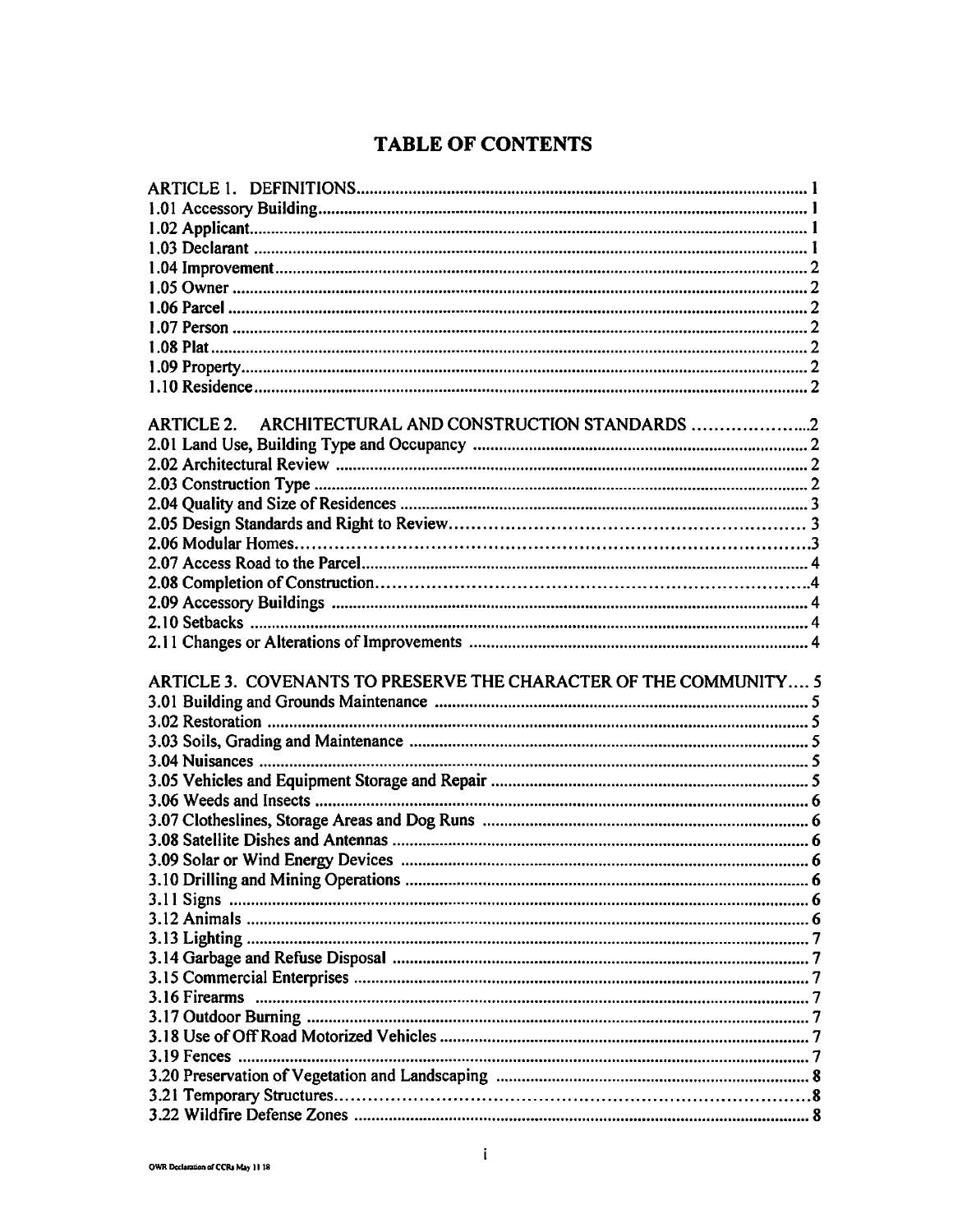# TABLE OF CONTENTS

ARTICLE 1. DEFINITIONS ........................................................................................................ 1
1.01 Accessory Building ................................................................................................................ 1
1.02 Applicant ................................................................................................................................ 1
1.03 Declarant ................................................................................................................................ 1
1.04 Improvement .......................................................................................................................... 2
1.05 Owner .................................................................................................................................... 2
1.06 Parcel ..................................................................................................................................... 2
1.07 Person .................................................................................................................................... 2
1.08 Plat ......................................................................................................................................... 2
1.09 Property .................................................................................................................................. 2
1.10 Residence ............................................................................................................................... 2

ARTICLE 2. ARCHITECTURAL AND CONSTRUCTION STANDARDS ..................... 2
2.01 Land Use, Building Type and Occupancy .............................................................................. 2
2.02 Architectural Review ............................................................................................................. 2
2.03 Construction Type ................................................................................................................. 2
2.04 Quality and Size of Residences .............................................................................................. 3
2.05 Design Standards and Right to Review .................................................................................. 3
2.06 Modular Homes ...................................................................................................................... 3
2.07 Access Road to the Parcel ...................................................................................................... 4
2.08 Completion of Construction ................................................................................................... 4
2.09 Accessory Buildings .............................................................................................................. 4
2.10 Setbacks ................................................................................................................................. 4
2.11 Changes or Alterations of Improvements .............................................................................. 4

ARTICLE 3. COVENANTS TO PRESERVE THE CHARACTER OF THE COMMUNITY .... 5
3.01 Building and Grounds Maintenance ...................................................................................... 5
3.02 Restoration ............................................................................................................................. 5
3.03 Soils, Grading and Maintenance ............................................................................................ 5
3.04 Nuisances ............................................................................................................................... 5
3.05 Vehicles and Equipment Storage and Repair ......................................................................... 5
3.06 Weeds and Insects .................................................................................................................. 6
3.07 Clotheslines, Storage Areas and Dog Runs ........................................................................... 6
3.08 Satellite Dishes and Antennas ................................................................................................ 6
3.09 Solar or Wind Energy Devices .............................................................................................. 6
3.10 Drilling and Mining Operations ............................................................................................. 6
3.11 Signs ....................................................................................................................................... 6
3.12 Animals .................................................................................................................................. 6
3.13 Lighting .................................................................................................................................. 7
3.14 Garbage and Refuse Disposal ................................................................................................ 7
3.15 Commercial Enterprises ......................................................................................................... 7
3.16 Firearms ................................................................................................................................. 7
3.17 Outdoor Burning .................................................................................................................... 7
3.18 Use of Off Road Motorized Vehicles ..................................................................................... 7
3.19 Fences .................................................................................................................................... 7
3.20 Preservation of Vegetation and Landscaping ......................................................................... 8
3.21 Temporary Structures ............................................................................................................. 8
3.22 Wildfire Defense Zones ......................................................................................................... 8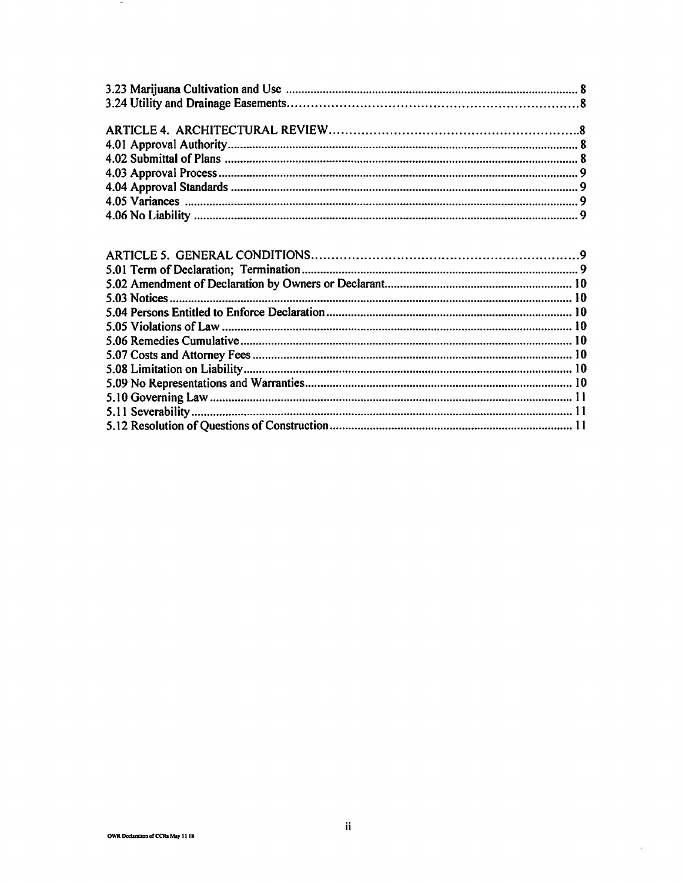3.23 Marijuana Cultivation and Use .......... 8
3.24 Utility and Drainage Easements .......... 8

ARTICLE 4. ARCHITECTURAL REVIEW .......... 8
4.01 Approval Authority .......... 8
4.02 Submittal of Plans .......... 8
4.03 Approval Process .......... 9
4.04 Approval Standards .......... 9
4.05 Variances .......... 9
4.06 No Liability .......... 9

ARTICLE 5. GENERAL CONDITIONS .......... 9
5.01 Term of Declaration; Termination .......... 9
5.02 Amendment of Declaration by Owners or Declarant .......... 10
5.03 Notices .......... 10
5.04 Persons Entitled to Enforce Declaration .......... 10
5.05 Violations of Law .......... 10
5.06 Remedies Cumulative .......... 10
5.07 Costs and Attorney Fees .......... 10
5.08 Limitation on Liability .......... 10
5.09 No Representations and Warranties .......... 10
5.10 Governing Law .......... 11
5.11 Severability .......... 11
5.12 Resolution of Questions of Construction .......... 11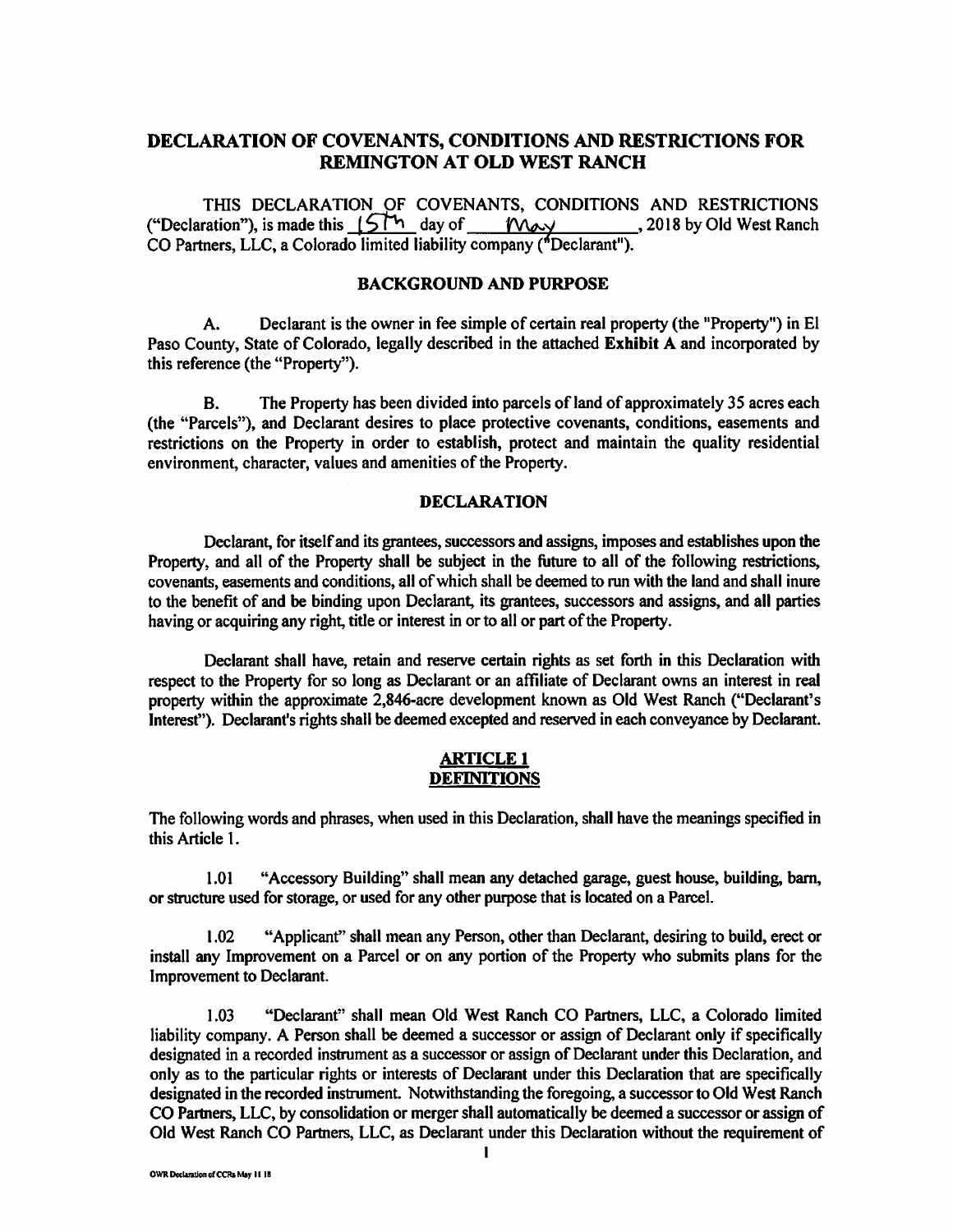# DECLARATION OF COVENANTS, CONDITIONS AND RESTRICTIONS FOR REMINGTON AT OLD WEST RANCH

THIS DECLARATION OF COVENANTS, CONDITIONS AND RESTRICTIONS ("Declaration"), is made this 15th day of May, 2018 by Old West Ranch CO Partners, LLC, a Colorado limited liability company ("Declarant").

## BACKGROUND AND PURPOSE

A. Declarant is the owner in fee simple of certain real property (the "Property") in El Paso County, State of Colorado, legally described in the attached **Exhibit A** and incorporated by this reference (the "Property").

B. The Property has been divided into parcels of land of approximately 35 acres each (the "Parcels"), and Declarant desires to place protective covenants, conditions, easements and restrictions on the Property in order to establish, protect and maintain the quality residential environment, character, values and amenities of the Property.

## DECLARATION

Declarant, for itself and its grantees, successors and assigns, imposes and establishes upon the Property, and all of the Property shall be subject in the future to all of the following restrictions, covenants, easements and conditions, all of which shall be deemed to run with the land and shall inure to the benefit of and be binding upon Declarant, its grantees, successors and assigns, and all parties having or acquiring any right, title or interest in or to all or part of the Property.

Declarant shall have, retain and reserve certain rights as set forth in this Declaration with respect to the Property for so long as Declarant or an affiliate of Declarant owns an interest in real property within the approximate 2,846-acre development known as Old West Ranch ("Declarant's Interest"). Declarant's rights shall be deemed excepted and reserved in each conveyance by Declarant.

## ARTICLE 1
## DEFINITIONS

The following words and phrases, when used in this Declaration, shall have the meanings specified in this Article 1.

1.01 "Accessory Building" shall mean any detached garage, guest house, building, barn, or structure used for storage, or used for any other purpose that is located on a Parcel.

1.02 "Applicant" shall mean any Person, other than Declarant, desiring to build, erect or install any Improvement on a Parcel or on any portion of the Property who submits plans for the Improvement to Declarant.

1.03 "Declarant" shall mean Old West Ranch CO Partners, LLC, a Colorado limited liability company. A Person shall be deemed a successor or assign of Declarant only if specifically designated in a recorded instrument as a successor or assign of Declarant under this Declaration, and only as to the particular rights or interests of Declarant under this Declaration that are specifically designated in the recorded instrument. Notwithstanding the foregoing, a successor to Old West Ranch CO Partners, LLC, by consolidation or merger shall automatically be deemed a successor or assign of Old West Ranch CO Partners, LLC, as Declarant under this Declaration without the requirement of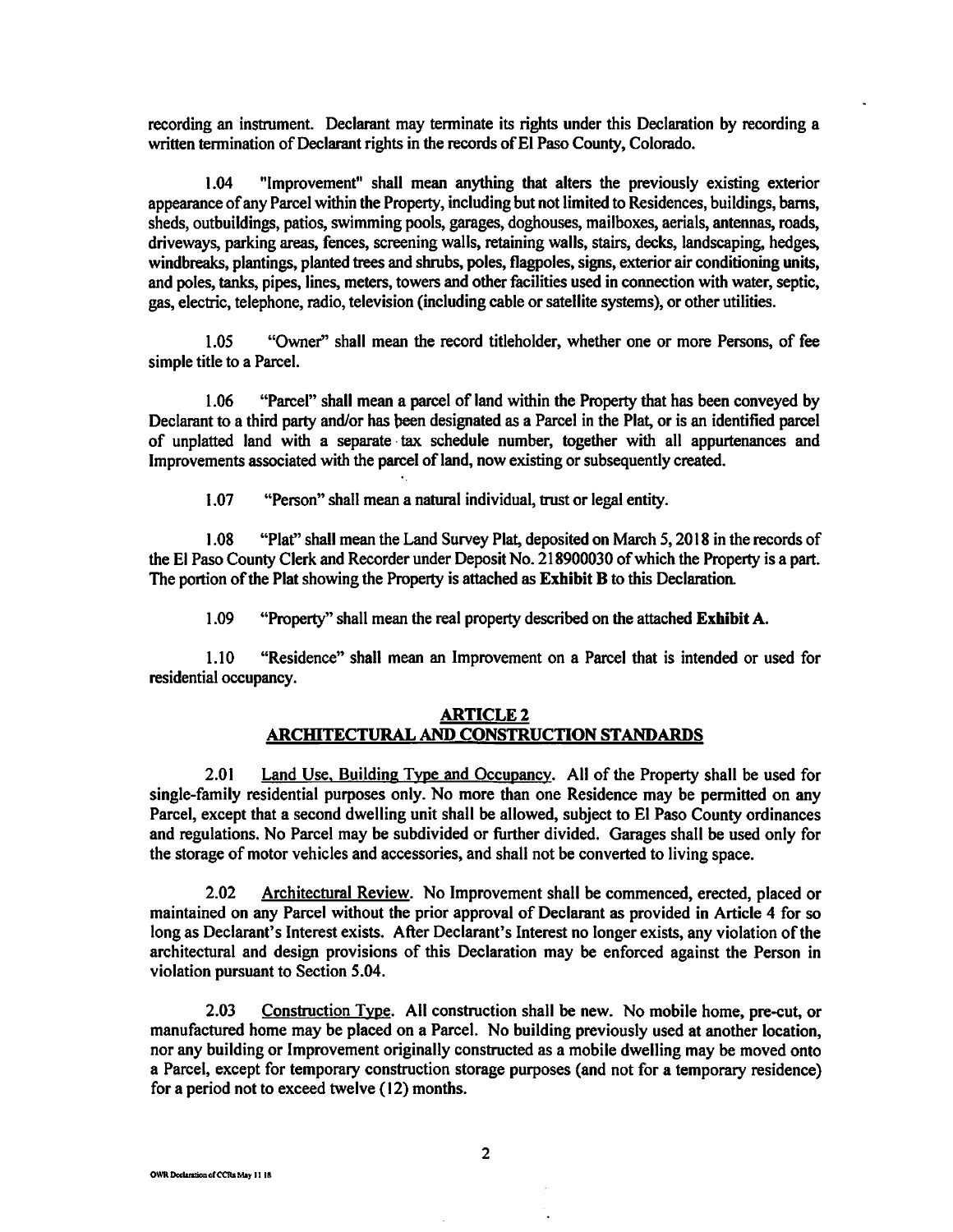recording an instrument. Declarant may terminate its rights under this Declaration by recording a written termination of Declarant rights in the records of El Paso County, Colorado.

1.04 "Improvement" shall mean anything that alters the previously existing exterior appearance of any Parcel within the Property, including but not limited to Residences, buildings, barns, sheds, outbuildings, patios, swimming pools, garages, doghouses, mailboxes, aerials, antennas, roads, driveways, parking areas, fences, screening walls, retaining walls, stairs, decks, landscaping, hedges, windbreaks, plantings, planted trees and shrubs, poles, flagpoles, signs, exterior air conditioning units, and poles, tanks, pipes, lines, meters, towers and other facilities used in connection with water, septic, gas, electric, telephone, radio, television (including cable or satellite systems), or other utilities.

1.05 "Owner" shall mean the record titleholder, whether one or more Persons, of fee simple title to a Parcel.

1.06 "Parcel" shall mean a parcel of land within the Property that has been conveyed by Declarant to a third party and/or has been designated as a Parcel in the Plat, or is an identified parcel of unplatted land with a separate tax schedule number, together with all appurtenances and Improvements associated with the parcel of land, now existing or subsequently created.

1.07 "Person" shall mean a natural individual, trust or legal entity.

1.08 "Plat" shall mean the Land Survey Plat, deposited on March 5, 2018 in the records of the El Paso County Clerk and Recorder under Deposit No. 218900030 of which the Property is a part. The portion of the Plat showing the Property is attached as **Exhibit B** to this Declaration.

1.09 "Property" shall mean the real property described on the attached **Exhibit A**.

1.10 "Residence" shall mean an Improvement on a Parcel that is intended or used for residential occupancy.

## ARTICLE 2
## ARCHITECTURAL AND CONSTRUCTION STANDARDS

2.01 Land Use, Building Type and Occupancy. All of the Property shall be used for single-family residential purposes only. No more than one Residence may be permitted on any Parcel, except that a second dwelling unit shall be allowed, subject to El Paso County ordinances and regulations. No Parcel may be subdivided or further divided. Garages shall be used only for the storage of motor vehicles and accessories, and shall not be converted to living space.

2.02 Architectural Review. No Improvement shall be commenced, erected, placed or maintained on any Parcel without the prior approval of Declarant as provided in Article 4 for so long as Declarant's Interest exists. After Declarant's Interest no longer exists, any violation of the architectural and design provisions of this Declaration may be enforced against the Person in violation pursuant to Section 5.04.

2.03 Construction Type. All construction shall be new. No mobile home, pre-cut, or manufactured home may be placed on a Parcel. No building previously used at another location, nor any building or Improvement originally constructed as a mobile dwelling may be moved onto a Parcel, except for temporary construction storage purposes (and not for a temporary residence) for a period not to exceed twelve (12) months.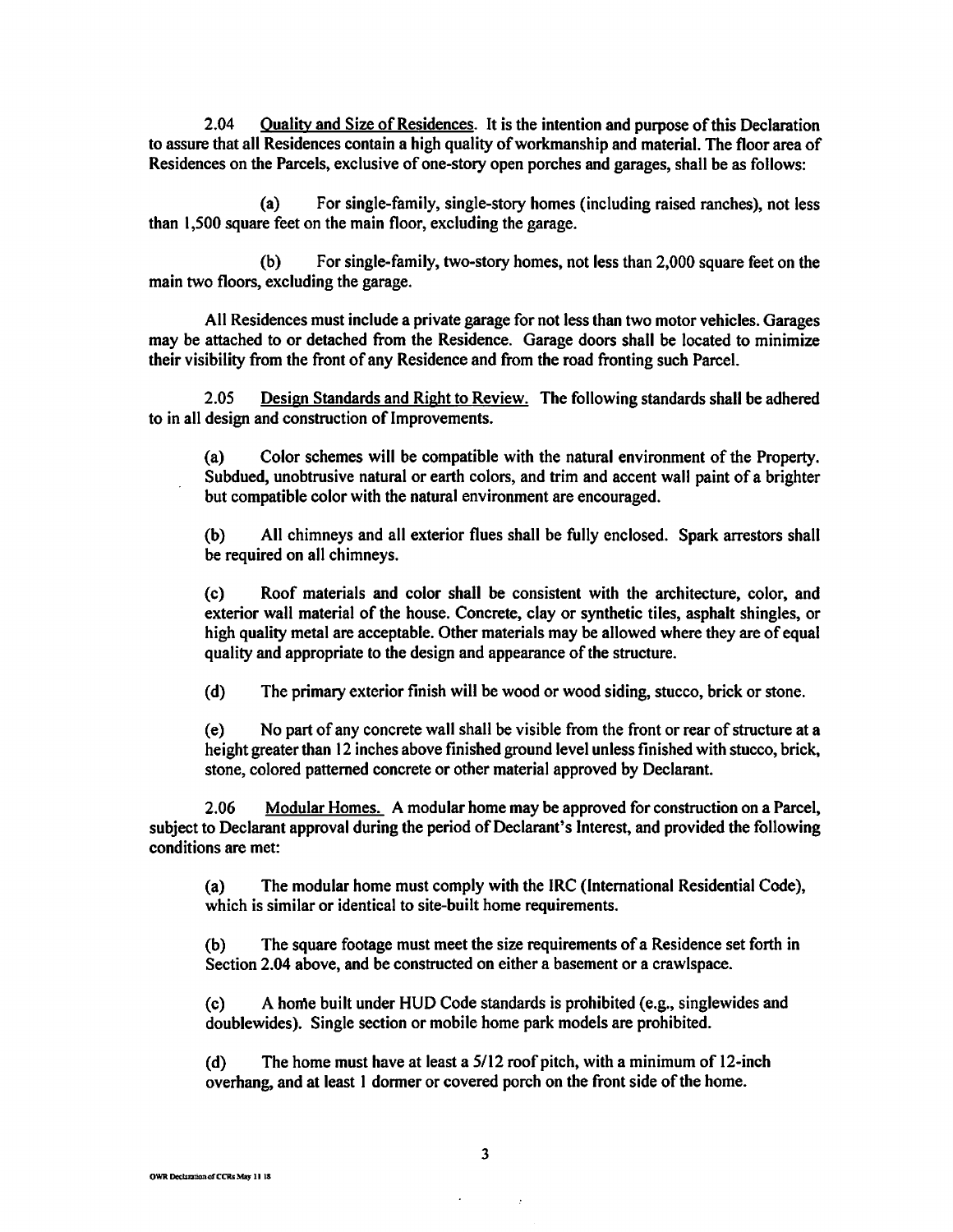2.04 Quality and Size of Residences. It is the intention and purpose of this Declaration to assure that all Residences contain a high quality of workmanship and material. The floor area of Residences on the Parcels, exclusive of one-story open porches and garages, shall be as follows:

(a) For single-family, single-story homes (including raised ranches), not less than 1,500 square feet on the main floor, excluding the garage.

(b) For single-family, two-story homes, not less than 2,000 square feet on the main two floors, excluding the garage.

All Residences must include a private garage for not less than two motor vehicles. Garages may be attached to or detached from the Residence. Garage doors shall be located to minimize their visibility from the front of any Residence and from the road fronting such Parcel.

2.05 Design Standards and Right to Review. The following standards shall be adhered to in all design and construction of Improvements.

(a) Color schemes will be compatible with the natural environment of the Property. Subdued, unobtrusive natural or earth colors, and trim and accent wall paint of a brighter but compatible color with the natural environment are encouraged.

(b) All chimneys and all exterior flues shall be fully enclosed. Spark arrestors shall be required on all chimneys.

(c) Roof materials and color shall be consistent with the architecture, color, and exterior wall material of the house. Concrete, clay or synthetic tiles, asphalt shingles, or high quality metal are acceptable. Other materials may be allowed where they are of equal quality and appropriate to the design and appearance of the structure.

(d) The primary exterior finish will be wood or wood siding, stucco, brick or stone.

(e) No part of any concrete wall shall be visible from the front or rear of structure at a height greater than 12 inches above finished ground level unless finished with stucco, brick, stone, colored patterned concrete or other material approved by Declarant.

2.06 Modular Homes. A modular home may be approved for construction on a Parcel, subject to Declarant approval during the period of Declarant's Interest, and provided the following conditions are met:

(a) The modular home must comply with the IRC (International Residential Code), which is similar or identical to site-built home requirements.

(b) The square footage must meet the size requirements of a Residence set forth in Section 2.04 above, and be constructed on either a basement or a crawlspace.

(c) A home built under HUD Code standards is prohibited (e.g., singlewides and doublewides). Single section or mobile home park models are prohibited.

(d) The home must have at least a 5/12 roof pitch, with a minimum of 12-inch overhang, and at least 1 dormer or covered porch on the front side of the home.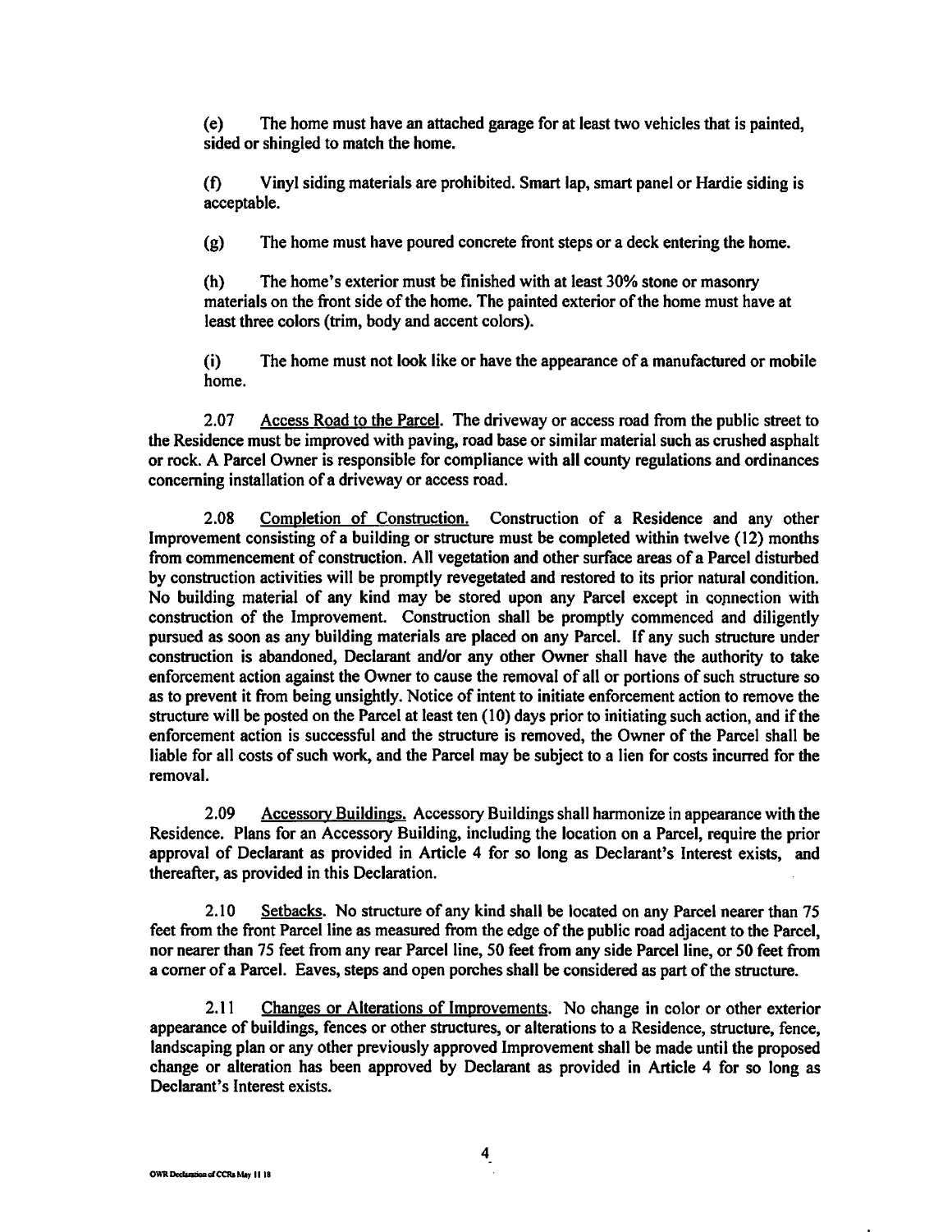(e) The home must have an attached garage for at least two vehicles that is painted, sided or shingled to match the home.

(f) Vinyl siding materials are prohibited. Smart lap, smart panel or Hardie siding is acceptable.

(g) The home must have poured concrete front steps or a deck entering the home.

(h) The home's exterior must be finished with at least 30% stone or masonry materials on the front side of the home. The painted exterior of the home must have at least three colors (trim, body and accent colors).

(i) The home must not look like or have the appearance of a manufactured or mobile home.

2.07 Access Road to the Parcel. The driveway or access road from the public street to the Residence must be improved with paving, road base or similar material such as crushed asphalt or rock. A Parcel Owner is responsible for compliance with all county regulations and ordinances concerning installation of a driveway or access road.

2.08 Completion of Construction. Construction of a Residence and any other Improvement consisting of a building or structure must be completed within twelve (12) months from commencement of construction. All vegetation and other surface areas of a Parcel disturbed by construction activities will be promptly revegetated and restored to its prior natural condition. No building material of any kind may be stored upon any Parcel except in connection with construction of the Improvement. Construction shall be promptly commenced and diligently pursued as soon as any building materials are placed on any Parcel. If any such structure under construction is abandoned, Declarant and/or any other Owner shall have the authority to take enforcement action against the Owner to cause the removal of all or portions of such structure so as to prevent it from being unsightly. Notice of intent to initiate enforcement action to remove the structure will be posted on the Parcel at least ten (10) days prior to initiating such action, and if the enforcement action is successful and the structure is removed, the Owner of the Parcel shall be liable for all costs of such work, and the Parcel may be subject to a lien for costs incurred for the removal.

2.09 Accessory Buildings. Accessory Buildings shall harmonize in appearance with the Residence. Plans for an Accessory Building, including the location on a Parcel, require the prior approval of Declarant as provided in Article 4 for so long as Declarant's Interest exists, and thereafter, as provided in this Declaration.

2.10 Setbacks. No structure of any kind shall be located on any Parcel nearer than 75 feet from the front Parcel line as measured from the edge of the public road adjacent to the Parcel, nor nearer than 75 feet from any rear Parcel line, 50 feet from any side Parcel line, or 50 feet from a corner of a Parcel. Eaves, steps and open porches shall be considered as part of the structure.

2.11 Changes or Alterations of Improvements. No change in color or other exterior appearance of buildings, fences or other structures, or alterations to a Residence, structure, fence, landscaping plan or any other previously approved Improvement shall be made until the proposed change or alteration has been approved by Declarant as provided in Article 4 for so long as Declarant's Interest exists.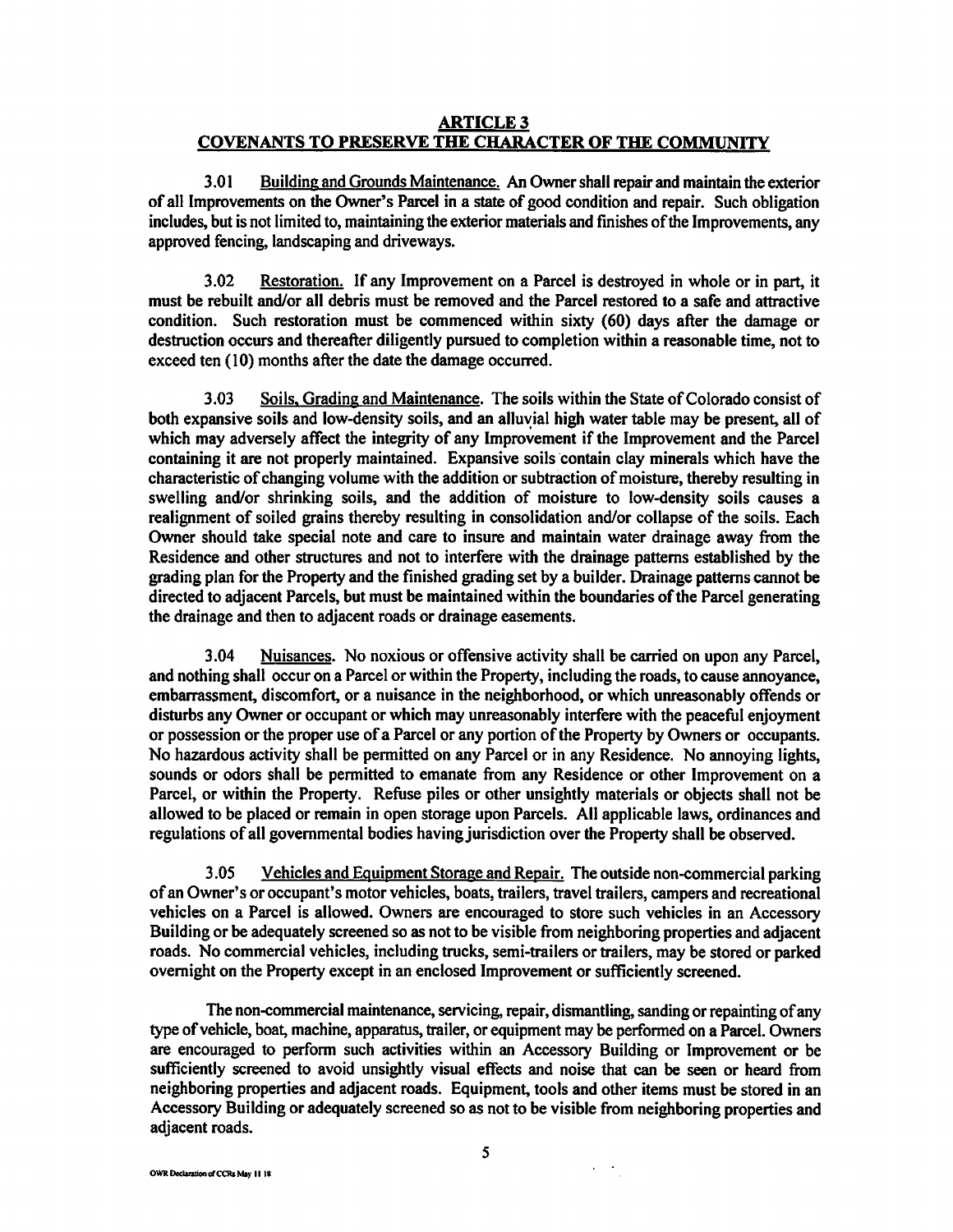## ARTICLE 3
## COVENANTS TO PRESERVE THE CHARACTER OF THE COMMUNITY

3.01 Building and Grounds Maintenance. An Owner shall repair and maintain the exterior of all Improvements on the Owner's Parcel in a state of good condition and repair. Such obligation includes, but is not limited to, maintaining the exterior materials and finishes of the Improvements, any approved fencing, landscaping and driveways.

3.02 Restoration. If any Improvement on a Parcel is destroyed in whole or in part, it must be rebuilt and/or all debris must be removed and the Parcel restored to a safe and attractive condition. Such restoration must be commenced within sixty (60) days after the damage or destruction occurs and thereafter diligently pursued to completion within a reasonable time, not to exceed ten (10) months after the date the damage occurred.

3.03 Soils, Grading and Maintenance. The soils within the State of Colorado consist of both expansive soils and low-density soils, and an alluvial high water table may be present, all of which may adversely affect the integrity of any Improvement if the Improvement and the Parcel containing it are not properly maintained. Expansive soils contain clay minerals which have the characteristic of changing volume with the addition or subtraction of moisture, thereby resulting in swelling and/or shrinking soils, and the addition of moisture to low-density soils causes a realignment of soiled grains thereby resulting in consolidation and/or collapse of the soils. Each Owner should take special note and care to insure and maintain water drainage away from the Residence and other structures and not to interfere with the drainage patterns established by the grading plan for the Property and the finished grading set by a builder. Drainage patterns cannot be directed to adjacent Parcels, but must be maintained within the boundaries of the Parcel generating the drainage and then to adjacent roads or drainage easements.

3.04 Nuisances. No noxious or offensive activity shall be carried on upon any Parcel, and nothing shall occur on a Parcel or within the Property, including the roads, to cause annoyance, embarrassment, discomfort, or a nuisance in the neighborhood, or which unreasonably offends or disturbs any Owner or occupant or which may unreasonably interfere with the peaceful enjoyment or possession or the proper use of a Parcel or any portion of the Property by Owners or occupants. No hazardous activity shall be permitted on any Parcel or in any Residence. No annoying lights, sounds or odors shall be permitted to emanate from any Residence or other Improvement on a Parcel, or within the Property. Refuse piles or other unsightly materials or objects shall not be allowed to be placed or remain in open storage upon Parcels. All applicable laws, ordinances and regulations of all governmental bodies having jurisdiction over the Property shall be observed.

3.05 Vehicles and Equipment Storage and Repair. The outside non-commercial parking of an Owner's or occupant's motor vehicles, boats, trailers, travel trailers, campers and recreational vehicles on a Parcel is allowed. Owners are encouraged to store such vehicles in an Accessory Building or be adequately screened so as not to be visible from neighboring properties and adjacent roads. No commercial vehicles, including trucks, semi-trailers or trailers, may be stored or parked overnight on the Property except in an enclosed Improvement or sufficiently screened.

The non-commercial maintenance, servicing, repair, dismantling, sanding or repainting of any type of vehicle, boat, machine, apparatus, trailer, or equipment may be performed on a Parcel. Owners are encouraged to perform such activities within an Accessory Building or Improvement or be sufficiently screened to avoid unsightly visual effects and noise that can be seen or heard from neighboring properties and adjacent roads. Equipment, tools and other items must be stored in an Accessory Building or adequately screened so as not to be visible from neighboring properties and adjacent roads.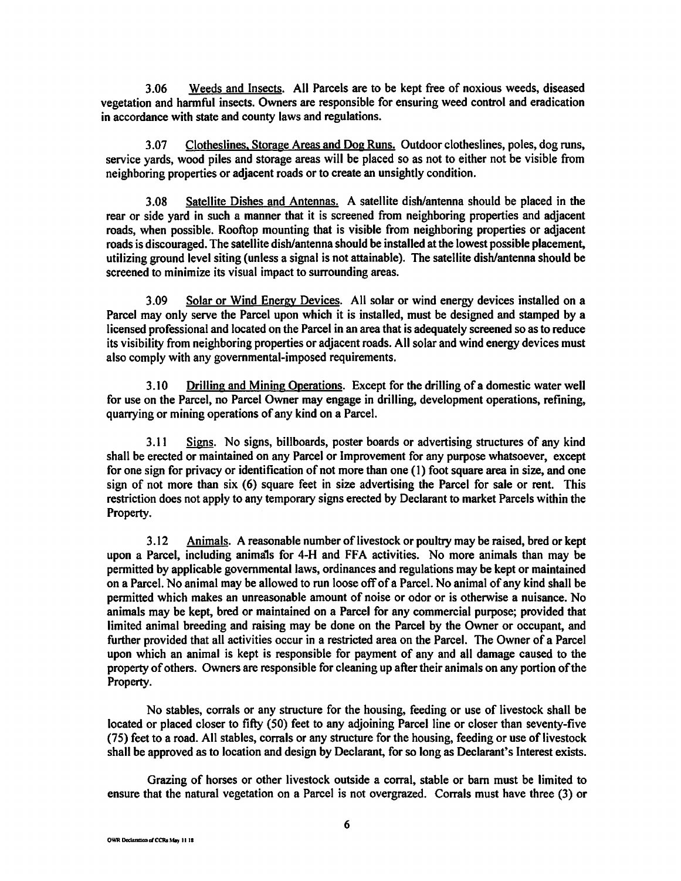3.06 Weeds and Insects. All Parcels are to be kept free of noxious weeds, diseased vegetation and harmful insects. Owners are responsible for ensuring weed control and eradication in accordance with state and county laws and regulations.

3.07 Clotheslines, Storage Areas and Dog Runs. Outdoor clotheslines, poles, dog runs, service yards, wood piles and storage areas will be placed so as not to either not be visible from neighboring properties or adjacent roads or to create an unsightly condition.

3.08 Satellite Dishes and Antennas. A satellite dish/antenna should be placed in the rear or side yard in such a manner that it is screened from neighboring properties and adjacent roads, when possible. Rooftop mounting that is visible from neighboring properties or adjacent roads is discouraged. The satellite dish/antenna should be installed at the lowest possible placement, utilizing ground level siting (unless a signal is not attainable). The satellite dish/antenna should be screened to minimize its visual impact to surrounding areas.

3.09 Solar or Wind Energy Devices. All solar or wind energy devices installed on a Parcel may only serve the Parcel upon which it is installed, must be designed and stamped by a licensed professional and located on the Parcel in an area that is adequately screened so as to reduce its visibility from neighboring properties or adjacent roads. All solar and wind energy devices must also comply with any governmental-imposed requirements.

3.10 Drilling and Mining Operations. Except for the drilling of a domestic water well for use on the Parcel, no Parcel Owner may engage in drilling, development operations, refining, quarrying or mining operations of any kind on a Parcel.

3.11 Signs. No signs, billboards, poster boards or advertising structures of any kind shall be erected or maintained on any Parcel or Improvement for any purpose whatsoever, except for one sign for privacy or identification of not more than one (1) foot square area in size, and one sign of not more than six (6) square feet in size advertising the Parcel for sale or rent. This restriction does not apply to any temporary signs erected by Declarant to market Parcels within the Property.

3.12 Animals. A reasonable number of livestock or poultry may be raised, bred or kept upon a Parcel, including animals for 4-H and FFA activities. No more animals than may be permitted by applicable governmental laws, ordinances and regulations may be kept or maintained on a Parcel. No animal may be allowed to run loose off of a Parcel. No animal of any kind shall be permitted which makes an unreasonable amount of noise or odor or is otherwise a nuisance. No animals may be kept, bred or maintained on a Parcel for any commercial purpose; provided that limited animal breeding and raising may be done on the Parcel by the Owner or occupant, and further provided that all activities occur in a restricted area on the Parcel. The Owner of a Parcel upon which an animal is kept is responsible for payment of any and all damage caused to the property of others. Owners are responsible for cleaning up after their animals on any portion of the Property.

No stables, corrals or any structure for the housing, feeding or use of livestock shall be located or placed closer to fifty (50) feet to any adjoining Parcel line or closer than seventy-five (75) feet to a road. All stables, corrals or any structure for the housing, feeding or use of livestock shall be approved as to location and design by Declarant, for so long as Declarant's Interest exists.

Grazing of horses or other livestock outside a corral, stable or barn must be limited to ensure that the natural vegetation on a Parcel is not overgrazed. Corrals must have three (3) or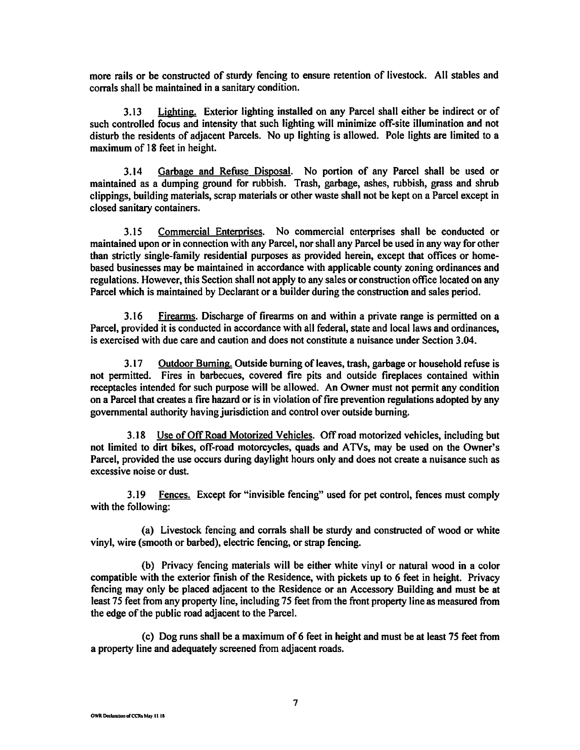more rails or be constructed of sturdy fencing to ensure retention of livestock. All stables and corrals shall be maintained in a sanitary condition.

3.13 Lighting. Exterior lighting installed on any Parcel shall either be indirect or of such controlled focus and intensity that such lighting will minimize off-site illumination and not disturb the residents of adjacent Parcels. No up lighting is allowed. Pole lights are limited to a maximum of 18 feet in height.

3.14 Garbage and Refuse Disposal. No portion of any Parcel shall be used or maintained as a dumping ground for rubbish. Trash, garbage, ashes, rubbish, grass and shrub clippings, building materials, scrap materials or other waste shall not be kept on a Parcel except in closed sanitary containers.

3.15 Commercial Enterprises. No commercial enterprises shall be conducted or maintained upon or in connection with any Parcel, nor shall any Parcel be used in any way for other than strictly single-family residential purposes as provided herein, except that offices or home-based businesses may be maintained in accordance with applicable county zoning ordinances and regulations. However, this Section shall not apply to any sales or construction office located on any Parcel which is maintained by Declarant or a builder during the construction and sales period.

3.16 Firearms. Discharge of firearms on and within a private range is permitted on a Parcel, provided it is conducted in accordance with all federal, state and local laws and ordinances, is exercised with due care and caution and does not constitute a nuisance under Section 3.04.

3.17 Outdoor Burning. Outside burning of leaves, trash, garbage or household refuse is not permitted. Fires in barbecues, covered fire pits and outside fireplaces contained within receptacles intended for such purpose will be allowed. An Owner must not permit any condition on a Parcel that creates a fire hazard or is in violation of fire prevention regulations adopted by any governmental authority having jurisdiction and control over outside burning.

3.18 Use of Off Road Motorized Vehicles. Off road motorized vehicles, including but not limited to dirt bikes, off-road motorcycles, quads and ATVs, may be used on the Owner's Parcel, provided the use occurs during daylight hours only and does not create a nuisance such as excessive noise or dust.

3.19 Fences. Except for "invisible fencing" used for pet control, fences must comply with the following:

(a) Livestock fencing and corrals shall be sturdy and constructed of wood or white vinyl, wire (smooth or barbed), electric fencing, or strap fencing.

(b) Privacy fencing materials will be either white vinyl or natural wood in a color compatible with the exterior finish of the Residence, with pickets up to 6 feet in height. Privacy fencing may only be placed adjacent to the Residence or an Accessory Building and must be at least 75 feet from any property line, including 75 feet from the front property line as measured from the edge of the public road adjacent to the Parcel.

(c) Dog runs shall be a maximum of 6 feet in height and must be at least 75 feet from a property line and adequately screened from adjacent roads.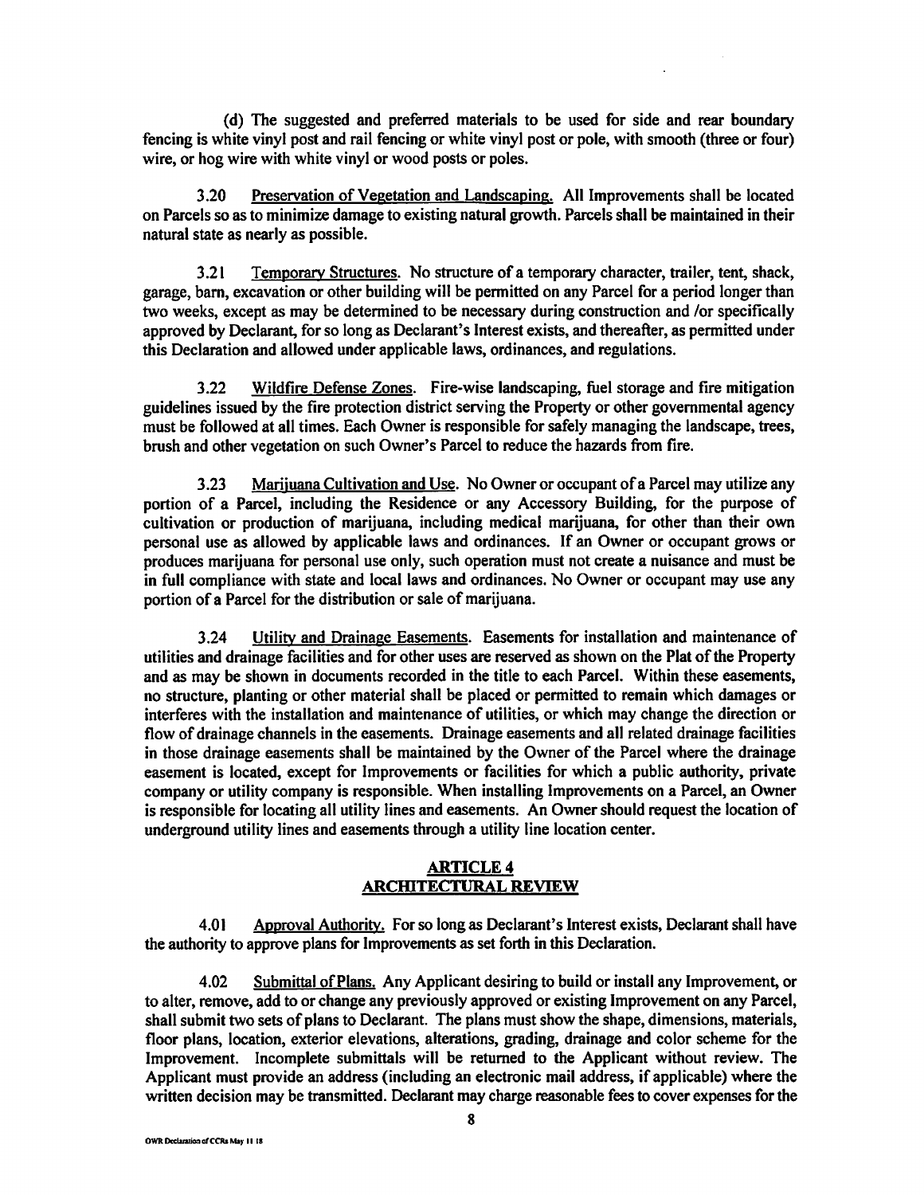(d) The suggested and preferred materials to be used for side and rear boundary fencing is white vinyl post and rail fencing or white vinyl post or pole, with smooth (three or four) wire, or hog wire with white vinyl or wood posts or poles.

3.20 Preservation of Vegetation and Landscaping. All Improvements shall be located on Parcels so as to minimize damage to existing natural growth. Parcels shall be maintained in their natural state as nearly as possible.

3.21 Temporary Structures. No structure of a temporary character, trailer, tent, shack, garage, barn, excavation or other building will be permitted on any Parcel for a period longer than two weeks, except as may be determined to be necessary during construction and /or specifically approved by Declarant, for so long as Declarant's Interest exists, and thereafter, as permitted under this Declaration and allowed under applicable laws, ordinances, and regulations.

3.22 Wildfire Defense Zones. Fire-wise landscaping, fuel storage and fire mitigation guidelines issued by the fire protection district serving the Property or other governmental agency must be followed at all times. Each Owner is responsible for safely managing the landscape, trees, brush and other vegetation on such Owner's Parcel to reduce the hazards from fire.

3.23 Marijuana Cultivation and Use. No Owner or occupant of a Parcel may utilize any portion of a Parcel, including the Residence or any Accessory Building, for the purpose of cultivation or production of marijuana, including medical marijuana, for other than their own personal use as allowed by applicable laws and ordinances. If an Owner or occupant grows or produces marijuana for personal use only, such operation must not create a nuisance and must be in full compliance with state and local laws and ordinances. No Owner or occupant may use any portion of a Parcel for the distribution or sale of marijuana.

3.24 Utility and Drainage Easements. Easements for installation and maintenance of utilities and drainage facilities and for other uses are reserved as shown on the Plat of the Property and as may be shown in documents recorded in the title to each Parcel. Within these easements, no structure, planting or other material shall be placed or permitted to remain which damages or interferes with the installation and maintenance of utilities, or which may change the direction or flow of drainage channels in the easements. Drainage easements and all related drainage facilities in those drainage easements shall be maintained by the Owner of the Parcel where the drainage easement is located, except for Improvements or facilities for which a public authority, private company or utility company is responsible. When installing Improvements on a Parcel, an Owner is responsible for locating all utility lines and easements. An Owner should request the location of underground utility lines and easements through a utility line location center.

## ARTICLE 4
## ARCHITECTURAL REVIEW

4.01 Approval Authority. For so long as Declarant's Interest exists, Declarant shall have the authority to approve plans for Improvements as set forth in this Declaration.

4.02 Submittal of Plans. Any Applicant desiring to build or install any Improvement, or to alter, remove, add to or change any previously approved or existing Improvement on any Parcel, shall submit two sets of plans to Declarant. The plans must show the shape, dimensions, materials, floor plans, location, exterior elevations, alterations, grading, drainage and color scheme for the Improvement. Incomplete submittals will be returned to the Applicant without review. The Applicant must provide an address (including an electronic mail address, if applicable) where the written decision may be transmitted. Declarant may charge reasonable fees to cover expenses for the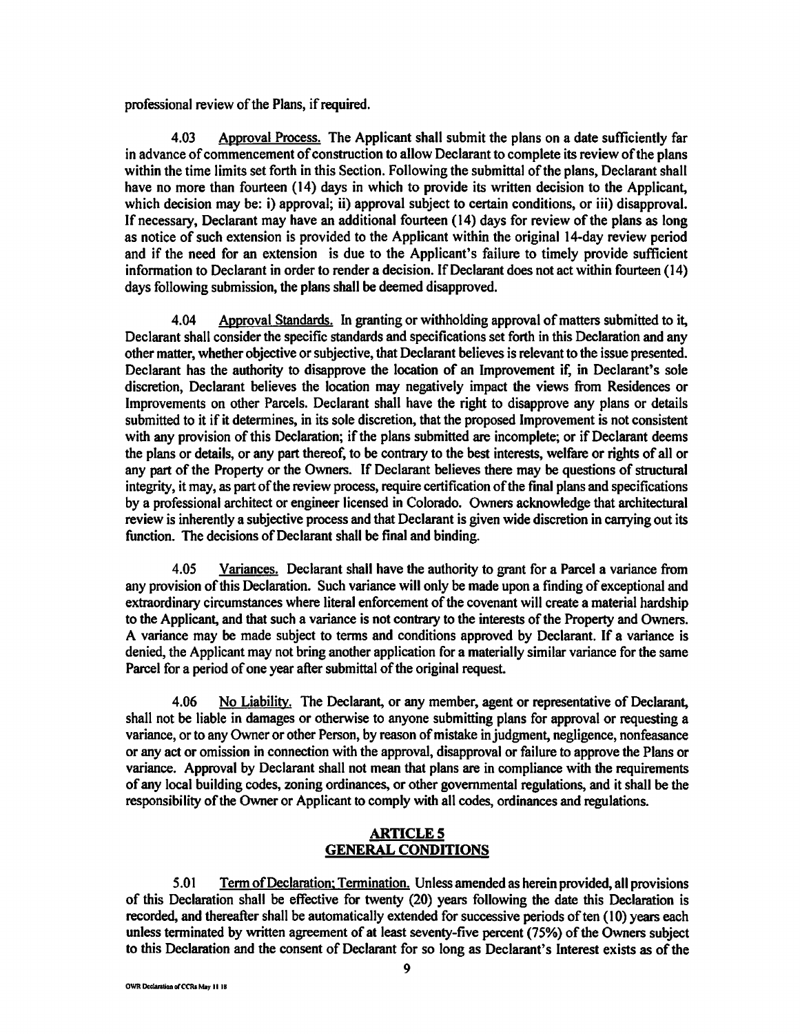professional review of the Plans, if required.

4.03 Approval Process. The Applicant shall submit the plans on a date sufficiently far in advance of commencement of construction to allow Declarant to complete its review of the plans within the time limits set forth in this Section. Following the submittal of the plans, Declarant shall have no more than fourteen (14) days in which to provide its written decision to the Applicant, which decision may be: i) approval; ii) approval subject to certain conditions, or iii) disapproval. If necessary, Declarant may have an additional fourteen (14) days for review of the plans as long as notice of such extension is provided to the Applicant within the original 14-day review period and if the need for an extension is due to the Applicant's failure to timely provide sufficient information to Declarant in order to render a decision. If Declarant does not act within fourteen (14) days following submission, the plans shall be deemed disapproved.

4.04 Approval Standards. In granting or withholding approval of matters submitted to it, Declarant shall consider the specific standards and specifications set forth in this Declaration and any other matter, whether objective or subjective, that Declarant believes is relevant to the issue presented. Declarant has the authority to disapprove the location of an Improvement if, in Declarant's sole discretion, Declarant believes the location may negatively impact the views from Residences or Improvements on other Parcels. Declarant shall have the right to disapprove any plans or details submitted to it if it determines, in its sole discretion, that the proposed Improvement is not consistent with any provision of this Declaration; if the plans submitted are incomplete; or if Declarant deems the plans or details, or any part thereof, to be contrary to the best interests, welfare or rights of all or any part of the Property or the Owners. If Declarant believes there may be questions of structural integrity, it may, as part of the review process, require certification of the final plans and specifications by a professional architect or engineer licensed in Colorado. Owners acknowledge that architectural review is inherently a subjective process and that Declarant is given wide discretion in carrying out its function. The decisions of Declarant shall be final and binding.

4.05 Variances. Declarant shall have the authority to grant for a Parcel a variance from any provision of this Declaration. Such variance will only be made upon a finding of exceptional and extraordinary circumstances where literal enforcement of the covenant will create a material hardship to the Applicant, and that such a variance is not contrary to the interests of the Property and Owners. A variance may be made subject to terms and conditions approved by Declarant. If a variance is denied, the Applicant may not bring another application for a materially similar variance for the same Parcel for a period of one year after submittal of the original request.

4.06 No Liability. The Declarant, or any member, agent or representative of Declarant, shall not be liable in damages or otherwise to anyone submitting plans for approval or requesting a variance, or to any Owner or other Person, by reason of mistake in judgment, negligence, nonfeasance or any act or omission in connection with the approval, disapproval or failure to approve the Plans or variance. Approval by Declarant shall not mean that plans are in compliance with the requirements of any local building codes, zoning ordinances, or other governmental regulations, and it shall be the responsibility of the Owner or Applicant to comply with all codes, ordinances and regulations.

## ARTICLE 5
## GENERAL CONDITIONS

5.01 Term of Declaration; Termination. Unless amended as herein provided, all provisions of this Declaration shall be effective for twenty (20) years following the date this Declaration is recorded, and thereafter shall be automatically extended for successive periods of ten (10) years each unless terminated by written agreement of at least seventy-five percent (75%) of the Owners subject to this Declaration and the consent of Declarant for so long as Declarant's Interest exists as of the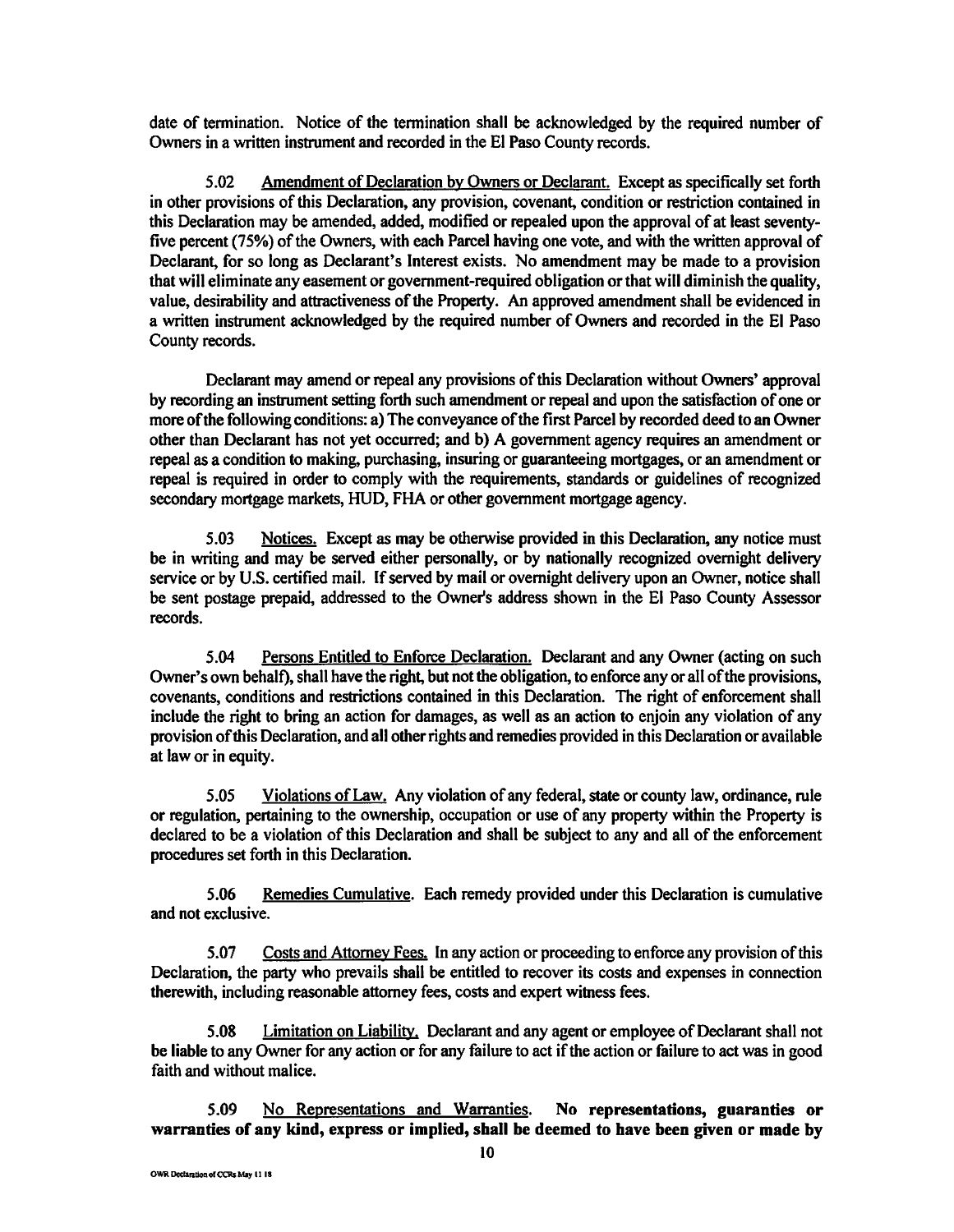date of termination. Notice of the termination shall be acknowledged by the required number of Owners in a written instrument and recorded in the El Paso County records.

5.02 Amendment of Declaration by Owners or Declarant. Except as specifically set forth in other provisions of this Declaration, any provision, covenant, condition or restriction contained in this Declaration may be amended, added, modified or repealed upon the approval of at least seventy-five percent (75%) of the Owners, with each Parcel having one vote, and with the written approval of Declarant, for so long as Declarant's Interest exists. No amendment may be made to a provision that will eliminate any easement or government-required obligation or that will diminish the quality, value, desirability and attractiveness of the Property. An approved amendment shall be evidenced in a written instrument acknowledged by the required number of Owners and recorded in the El Paso County records.

Declarant may amend or repeal any provisions of this Declaration without Owners' approval by recording an instrument setting forth such amendment or repeal and upon the satisfaction of one or more of the following conditions: a) The conveyance of the first Parcel by recorded deed to an Owner other than Declarant has not yet occurred; and b) A government agency requires an amendment or repeal as a condition to making, purchasing, insuring or guaranteeing mortgages, or an amendment or repeal is required in order to comply with the requirements, standards or guidelines of recognized secondary mortgage markets, HUD, FHA or other government mortgage agency.

5.03 Notices. Except as may be otherwise provided in this Declaration, any notice must be in writing and may be served either personally, or by nationally recognized overnight delivery service or by U.S. certified mail. If served by mail or overnight delivery upon an Owner, notice shall be sent postage prepaid, addressed to the Owner's address shown in the El Paso County Assessor records.

5.04 Persons Entitled to Enforce Declaration. Declarant and any Owner (acting on such Owner's own behalf), shall have the right, but not the obligation, to enforce any or all of the provisions, covenants, conditions and restrictions contained in this Declaration. The right of enforcement shall include the right to bring an action for damages, as well as an action to enjoin any violation of any provision of this Declaration, and all other rights and remedies provided in this Declaration or available at law or in equity.

5.05 Violations of Law. Any violation of any federal, state or county law, ordinance, rule or regulation, pertaining to the ownership, occupation or use of any property within the Property is declared to be a violation of this Declaration and shall be subject to any and all of the enforcement procedures set forth in this Declaration.

5.06 Remedies Cumulative. Each remedy provided under this Declaration is cumulative and not exclusive.

5.07 Costs and Attorney Fees. In any action or proceeding to enforce any provision of this Declaration, the party who prevails shall be entitled to recover its costs and expenses in connection therewith, including reasonable attorney fees, costs and expert witness fees.

5.08 Limitation on Liability. Declarant and any agent or employee of Declarant shall not be liable to any Owner for any action or for any failure to act if the action or failure to act was in good faith and without malice.

5.09 No Representations and Warranties. **No representations, guaranties or warranties of any kind, express or implied, shall be deemed to have been given or made by**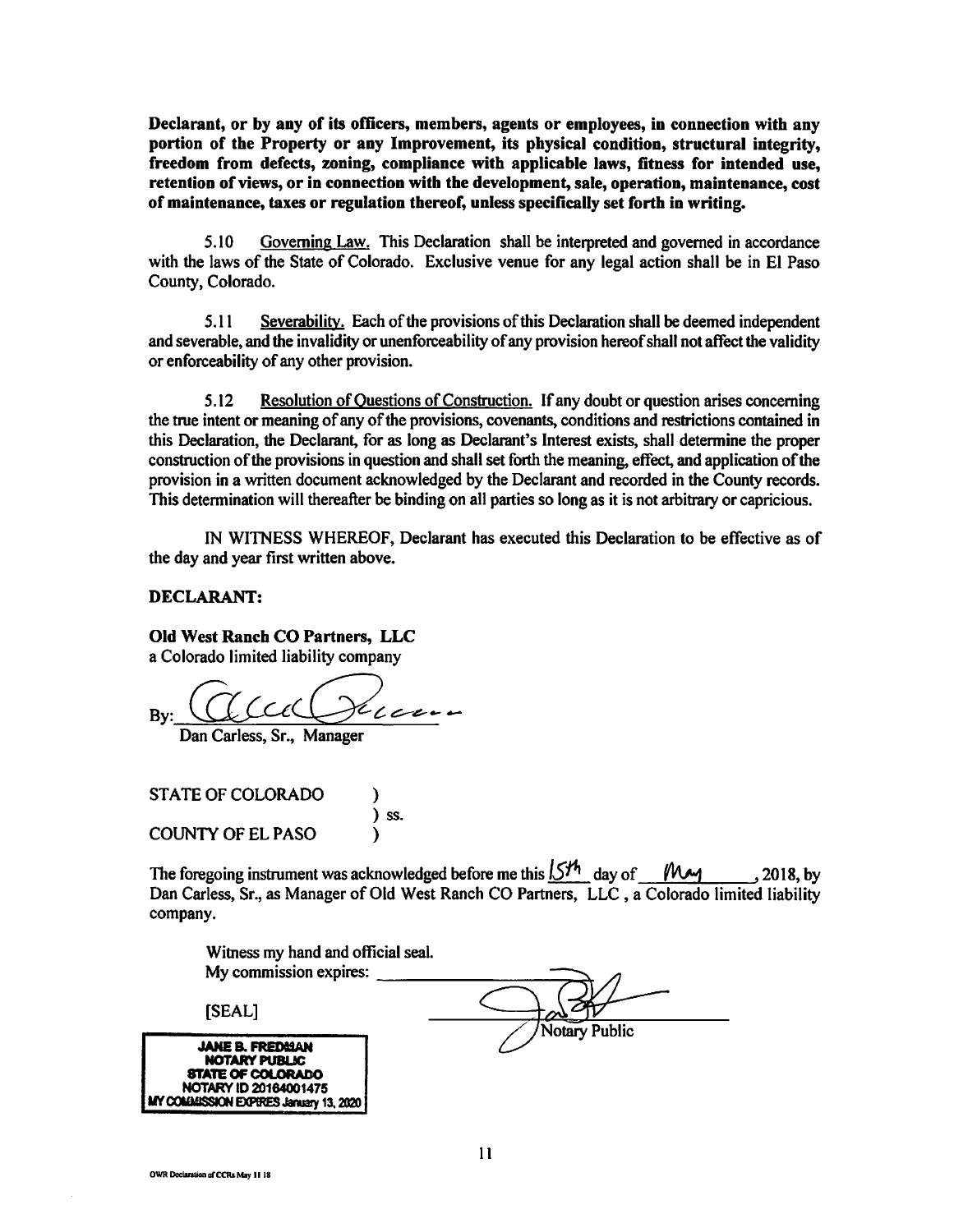**Declarant, or by any of its officers, members, agents or employees, in connection with any portion of the Property or any Improvement, its physical condition, structural integrity, freedom from defects, zoning, compliance with applicable laws, fitness for intended use, retention of views, or in connection with the development, sale, operation, maintenance, cost of maintenance, taxes or regulation thereof, unless specifically set forth in writing.**

5.10 Governing Law. This Declaration shall be interpreted and governed in accordance with the laws of the State of Colorado. Exclusive venue for any legal action shall be in El Paso County, Colorado.

5.11 Severability. Each of the provisions of this Declaration shall be deemed independent and severable, and the invalidity or unenforceability of any provision hereof shall not affect the validity or enforceability of any other provision.

5.12 Resolution of Questions of Construction. If any doubt or question arises concerning the true intent or meaning of any of the provisions, covenants, conditions and restrictions contained in this Declaration, the Declarant, for as long as Declarant's Interest exists, shall determine the proper construction of the provisions in question and shall set forth the meaning, effect, and application of the provision in a written document acknowledged by the Declarant and recorded in the County records. This determination will thereafter be binding on all parties so long as it is not arbitrary or capricious.

IN WITNESS WHEREOF, Declarant has executed this Declaration to be effective as of the day and year first written above.

**DECLARANT:**

**Old West Ranch CO Partners, LLC**
a Colorado limited liability company

By: ______________________
Dan Carless, Sr., Manager

STATE OF COLORADO )
) ss.
COUNTY OF EL PASO )

The foregoing instrument was acknowledged before me this 15th day of May, 2018, by Dan Carless, Sr., as Manager of Old West Ranch CO Partners, LLC , a Colorado limited liability company.

Witness my hand and official seal.
My commission expires: ______________

[SEAL]

______________________
Notary Public

**JANE B. FREDMAN**
**NOTARY PUBLIC**
**STATE OF COLORADO**
**NOTARY ID 20164001475**
**MY COMMISSION EXPIRES January 13, 2020**

OWR Declaration of CCRs May 11 18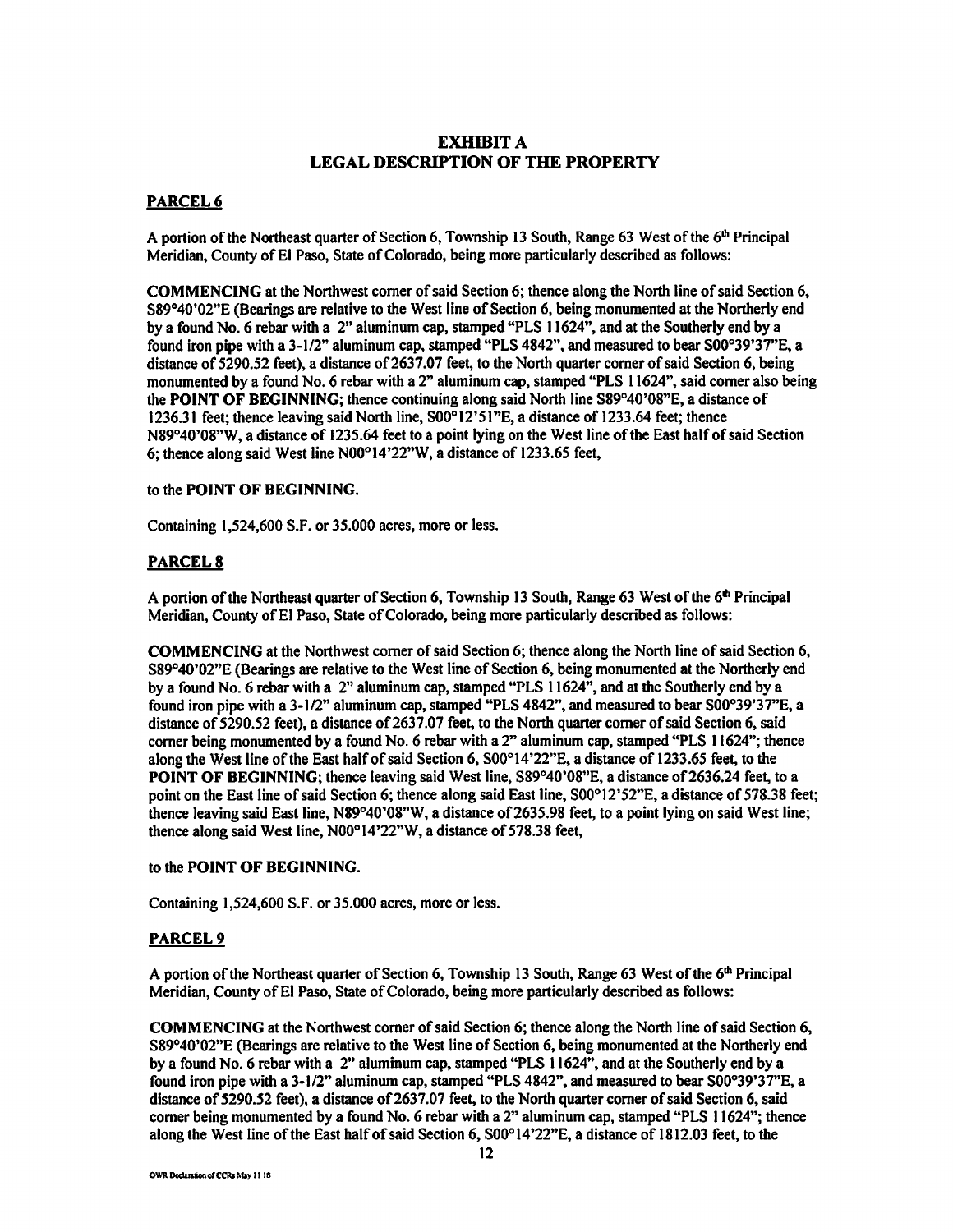# EXHIBIT A
# LEGAL DESCRIPTION OF THE PROPERTY

## PARCEL 6

A portion of the Northeast quarter of Section 6, Township 13 South, Range 63 West of the 6th Principal Meridian, County of El Paso, State of Colorado, being more particularly described as follows:

**COMMENCING** at the Northwest corner of said Section 6; thence along the North line of said Section 6, S89°40'02"E (Bearings are relative to the West line of Section 6, being monumented at the Northerly end by a found No. 6 rebar with a 2" aluminum cap, stamped "PLS 11624", and at the Southerly end by a found iron pipe with a 3-1/2" aluminum cap, stamped "PLS 4842", and measured to bear S00°39'37"E, a distance of 5290.52 feet), a distance of 2637.07 feet, to the North quarter corner of said Section 6, being monumented by a found No. 6 rebar with a 2" aluminum cap, stamped "PLS 11624", said corner also being the **POINT OF BEGINNING**; thence continuing along said North line S89°40'08"E, a distance of 1236.31 feet; thence leaving said North line, S00°12'51"E, a distance of 1233.64 feet; thence N89°40'08"W, a distance of 1235.64 feet to a point lying on the West line of the East half of said Section 6; thence along said West line N00°14'22"W, a distance of 1233.65 feet,

to the **POINT OF BEGINNING.**

Containing 1,524,600 S.F. or 35.000 acres, more or less.

## PARCEL 8

A portion of the Northeast quarter of Section 6, Township 13 South, Range 63 West of the 6th Principal Meridian, County of El Paso, State of Colorado, being more particularly described as follows:

**COMMENCING** at the Northwest corner of said Section 6; thence along the North line of said Section 6, S89°40'02"E (Bearings are relative to the West line of Section 6, being monumented at the Northerly end by a found No. 6 rebar with a 2" aluminum cap, stamped "PLS 11624", and at the Southerly end by a found iron pipe with a 3-1/2" aluminum cap, stamped "PLS 4842", and measured to bear S00°39'37"E, a distance of 5290.52 feet), a distance of 2637.07 feet, to the North quarter corner of said Section 6, said corner being monumented by a found No. 6 rebar with a 2" aluminum cap, stamped "PLS 11624"; thence along the West line of the East half of said Section 6, S00°14'22"E, a distance of 1233.65 feet, to the **POINT OF BEGINNING**; thence leaving said West line, S89°40'08"E, a distance of 2636.24 feet, to a point on the East line of said Section 6; thence along said East line, S00°12'52"E, a distance of 578.38 feet; thence leaving said East line, N89°40'08"W, a distance of 2635.98 feet, to a point lying on said West line; thence along said West line, N00°14'22"W, a distance of 578.38 feet,

to the **POINT OF BEGINNING.**

Containing 1,524,600 S.F. or 35.000 acres, more or less.

## PARCEL 9

A portion of the Northeast quarter of Section 6, Township 13 South, Range 63 West of the 6th Principal Meridian, County of El Paso, State of Colorado, being more particularly described as follows:

**COMMENCING** at the Northwest corner of said Section 6; thence along the North line of said Section 6, S89°40'02"E (Bearings are relative to the West line of Section 6, being monumented at the Northerly end by a found No. 6 rebar with a 2" aluminum cap, stamped "PLS 11624", and at the Southerly end by a found iron pipe with a 3-1/2" aluminum cap, stamped "PLS 4842", and measured to bear S00°39'37"E, a distance of 5290.52 feet), a distance of 2637.07 feet, to the North quarter corner of said Section 6, said corner being monumented by a found No. 6 rebar with a 2" aluminum cap, stamped "PLS 11624"; thence along the West line of the East half of said Section 6, S00°14'22"E, a distance of 1812.03 feet, to the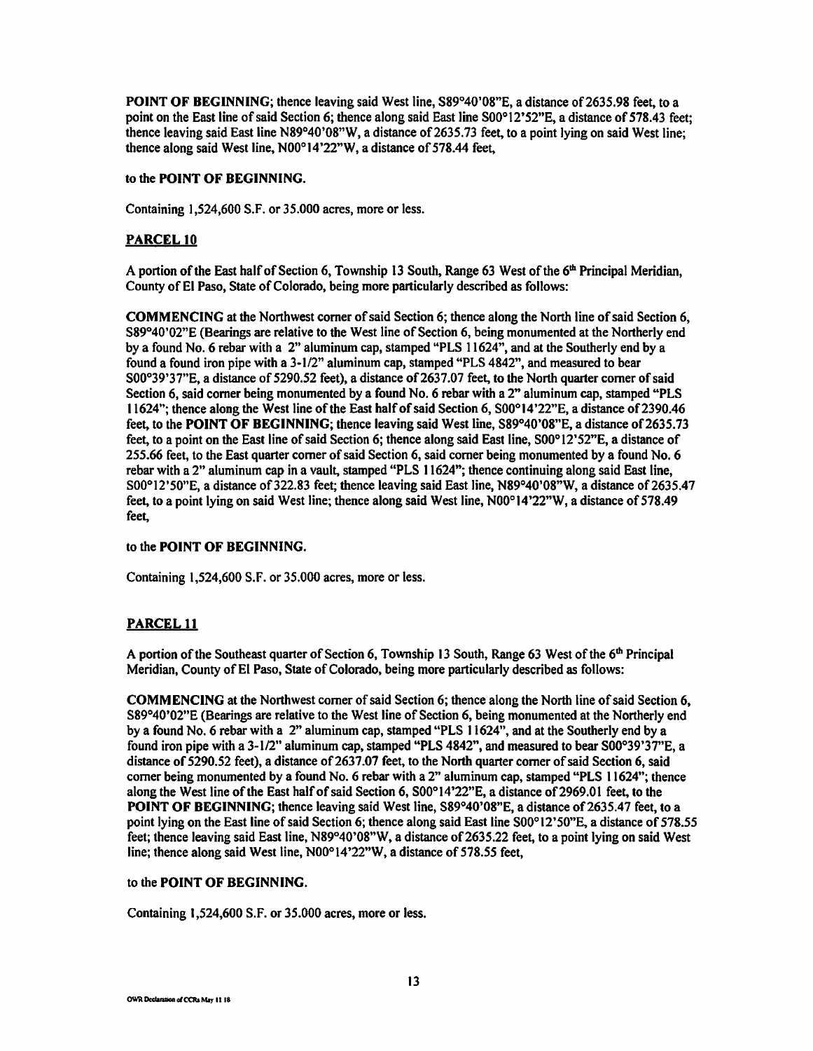**POINT OF BEGINNING**; thence leaving said West line, S89°40'08"E, a distance of 2635.98 feet, to a point on the East line of said Section 6; thence along said East line S00°12'52"E, a distance of 578.43 feet; thence leaving said East line N89°40'08"W, a distance of 2635.73 feet, to a point lying on said West line; thence along said West line, N00°14'22"W, a distance of 578.44 feet,

to the **POINT OF BEGINNING.**

Containing 1,524,600 S.F. or 35.000 acres, more or less.

## PARCEL 10

A portion of the East half of Section 6, Township 13 South, Range 63 West of the 6th Principal Meridian, County of El Paso, State of Colorado, being more particularly described as follows:

**COMMENCING** at the Northwest corner of said Section 6; thence along the North line of said Section 6, S89°40'02"E (Bearings are relative to the West line of Section 6, being monumented at the Northerly end by a found No. 6 rebar with a 2" aluminum cap, stamped "PLS 11624", and at the Southerly end by a found a found iron pipe with a 3-1/2" aluminum cap, stamped "PLS 4842", and measured to bear S00°39'37"E, a distance of 5290.52 feet), a distance of 2637.07 feet, to the North quarter corner of said Section 6, said corner being monumented by a found No. 6 rebar with a 2" aluminum cap, stamped "PLS 11624"; thence along the West line of the East half of said Section 6, S00°14'22"E, a distance of 2390.46 feet, to the **POINT OF BEGINNING**; thence leaving said West line, S89°40'08"E, a distance of 2635.73 feet, to a point on the East line of said Section 6; thence along said East line, S00°12'52"E, a distance of 255.66 feet, to the East quarter corner of said Section 6, said corner being monumented by a found No. 6 rebar with a 2" aluminum cap in a vault, stamped "PLS 11624"; thence continuing along said East line, S00°12'50"E, a distance of 322.83 feet; thence leaving said East line, N89°40'08"W, a distance of 2635.47 feet, to a point lying on said West line; thence along said West line, N00°14'22"W, a distance of 578.49 feet,

to the **POINT OF BEGINNING.**

Containing 1,524,600 S.F. or 35.000 acres, more or less.

## PARCEL 11

A portion of the Southeast quarter of Section 6, Township 13 South, Range 63 West of the 6th Principal Meridian, County of El Paso, State of Colorado, being more particularly described as follows:

**COMMENCING** at the Northwest corner of said Section 6; thence along the North line of said Section 6, S89°40'02"E (Bearings are relative to the West line of Section 6, being monumented at the Northerly end by a found No. 6 rebar with a 2" aluminum cap, stamped "PLS 11624", and at the Southerly end by a found iron pipe with a 3-1/2" aluminum cap, stamped "PLS 4842", and measured to bear S00°39'37"E, a distance of 5290.52 feet), a distance of 2637.07 feet, to the North quarter corner of said Section 6, said corner being monumented by a found No. 6 rebar with a 2" aluminum cap, stamped "PLS 11624"; thence along the West line of the East half of said Section 6, S00°14'22"E, a distance of 2969.01 feet, to the **POINT OF BEGINNING**; thence leaving said West line, S89°40'08"E, a distance of 2635.47 feet, to a point lying on the East line of said Section 6; thence along said East line S00°12'50"E, a distance of 578.55 feet; thence leaving said East line, N89°40'08"W, a distance of 2635.22 feet, to a point lying on said West line; thence along said West line, N00°14'22"W, a distance of 578.55 feet,

to the **POINT OF BEGINNING.**

Containing 1,524,600 S.F. or 35.000 acres, more or less.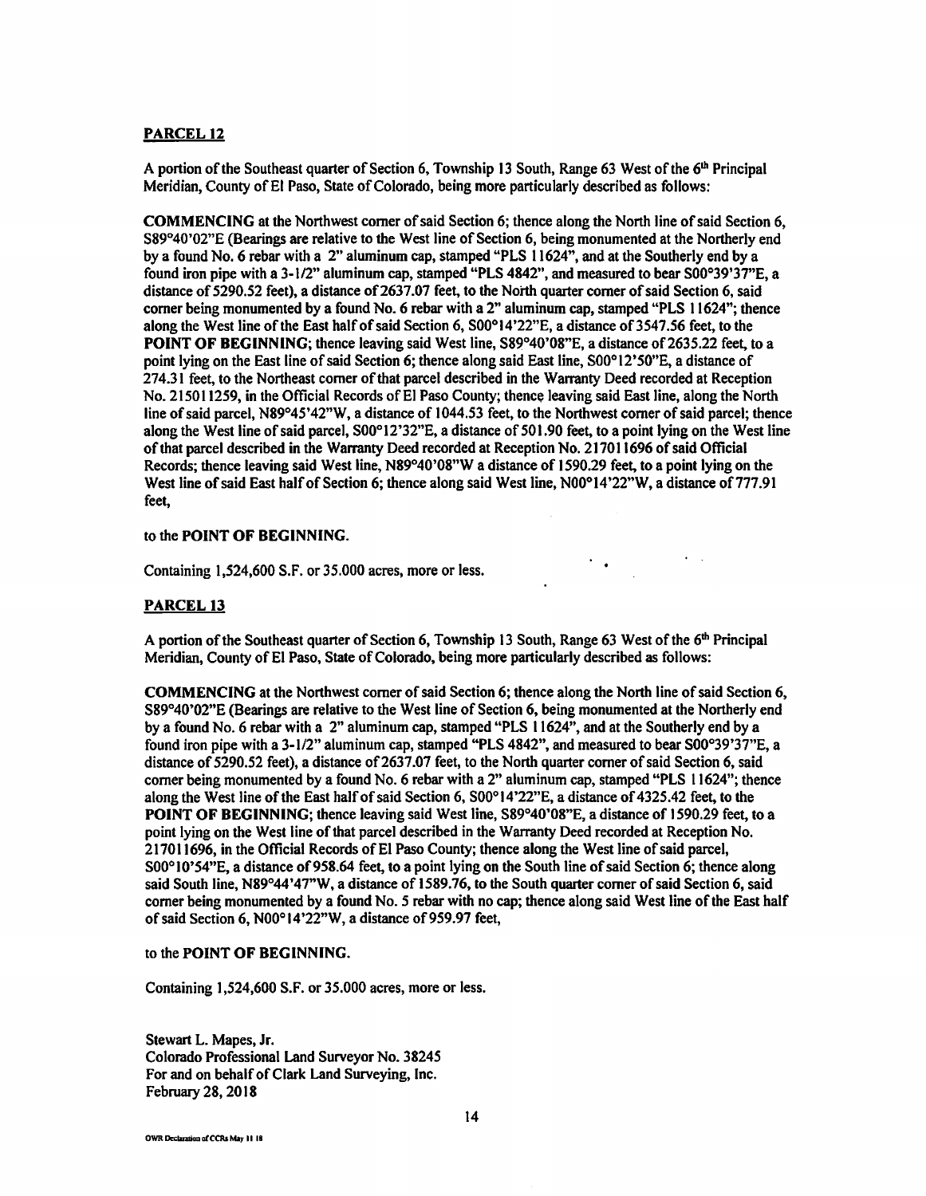## PARCEL 12

A portion of the Southeast quarter of Section 6, Township 13 South, Range 63 West of the 6th Principal Meridian, County of El Paso, State of Colorado, being more particularly described as follows:

**COMMENCING** at the Northwest corner of said Section 6; thence along the North line of said Section 6, S89°40'02"E (Bearings are relative to the West line of Section 6, being monumented at the Northerly end by a found No. 6 rebar with a 2" aluminum cap, stamped "PLS 11624", and at the Southerly end by a found iron pipe with a 3-1/2" aluminum cap, stamped "PLS 4842", and measured to bear S00°39'37"E, a distance of 5290.52 feet), a distance of 2637.07 feet, to the North quarter corner of said Section 6, said corner being monumented by a found No. 6 rebar with a 2" aluminum cap, stamped "PLS 11624"; thence along the West line of the East half of said Section 6, S00°14'22"E, a distance of 3547.56 feet, to the **POINT OF BEGINNING**; thence leaving said West line, S89°40'08"E, a distance of 2635.22 feet, to a point lying on the East line of said Section 6; thence along said East line, S00°12'50"E, a distance of 274.31 feet, to the Northeast corner of that parcel described in the Warranty Deed recorded at Reception No. 215011259, in the Official Records of El Paso County; thence leaving said East line, along the North line of said parcel, N89°45'42"W, a distance of 1044.53 feet, to the Northwest corner of said parcel; thence along the West line of said parcel, S00°12'32"E, a distance of 501.90 feet, to a point lying on the West line of that parcel described in the Warranty Deed recorded at Reception No. 217011696 of said Official Records; thence leaving said West line, N89°40'08"W a distance of 1590.29 feet, to a point lying on the West line of said East half of Section 6; thence along said West line, N00°14'22"W, a distance of 777.91 feet,

to the **POINT OF BEGINNING.**

Containing 1,524,600 S.F. or 35.000 acres, more or less.

## PARCEL 13

A portion of the Southeast quarter of Section 6, Township 13 South, Range 63 West of the 6th Principal Meridian, County of El Paso, State of Colorado, being more particularly described as follows:

**COMMENCING** at the Northwest corner of said Section 6; thence along the North line of said Section 6, S89°40'02"E (Bearings are relative to the West line of Section 6, being monumented at the Northerly end by a found No. 6 rebar with a 2" aluminum cap, stamped "PLS 11624", and at the Southerly end by a found iron pipe with a 3-1/2" aluminum cap, stamped "PLS 4842", and measured to bear S00°39'37"E, a distance of 5290.52 feet), a distance of 2637.07 feet, to the North quarter corner of said Section 6, said corner being monumented by a found No. 6 rebar with a 2" aluminum cap, stamped "PLS 11624"; thence along the West line of the East half of said Section 6, S00°14'22"E, a distance of 4325.42 feet, to the **POINT OF BEGINNING**; thence leaving said West line, S89°40'08"E, a distance of 1590.29 feet, to a point lying on the West line of that parcel described in the Warranty Deed recorded at Reception No. 217011696, in the Official Records of El Paso County; thence along the West line of said parcel, S00°10'54"E, a distance of 958.64 feet, to a point lying on the South line of said Section 6; thence along said South line, N89°44'47"W, a distance of 1589.76, to the South quarter corner of said Section 6, said corner being monumented by a found No. 5 rebar with no cap; thence along said West line of the East half of said Section 6, N00°14'22"W, a distance of 959.97 feet,

to the **POINT OF BEGINNING.**

Containing 1,524,600 S.F. or 35.000 acres, more or less.

Stewart L. Mapes, Jr.
Colorado Professional Land Surveyor No. 38245
For and on behalf of Clark Land Surveying, Inc.
February 28, 2018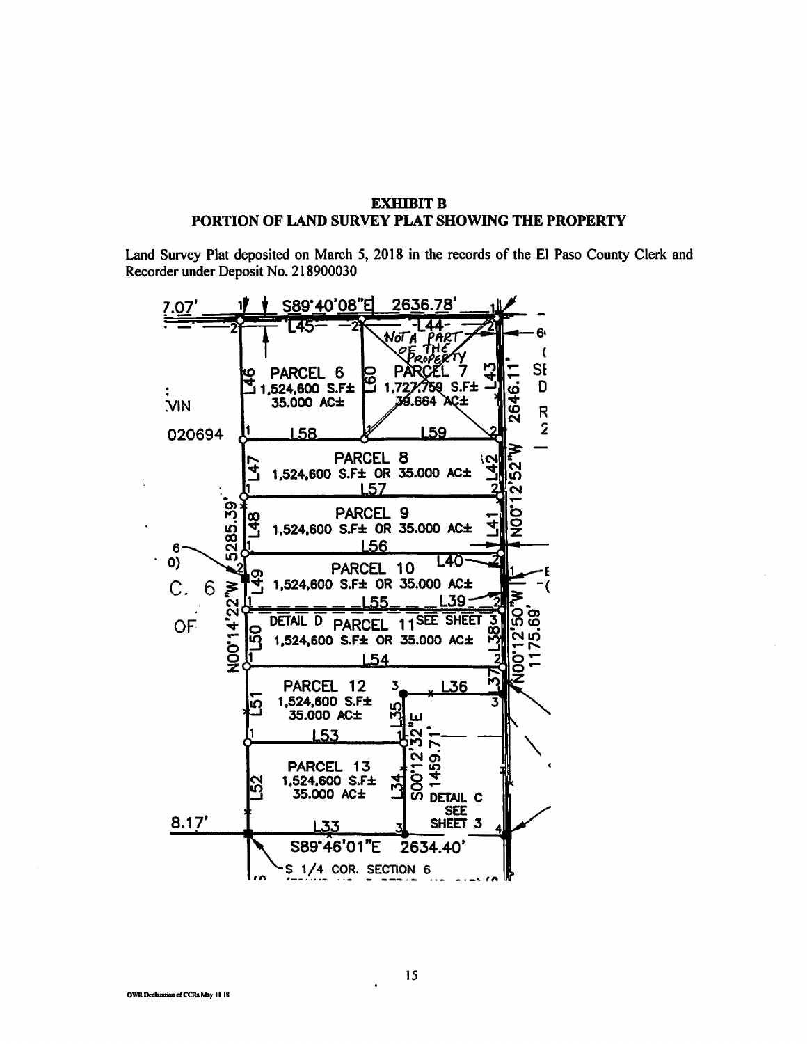## EXHIBIT B
## PORTION OF LAND SURVEY PLAT SHOWING THE PROPERTY

Land Survey Plat deposited on March 5, 2018 in the records of the El Paso County Clerk and Recorder under Deposit No. 218900030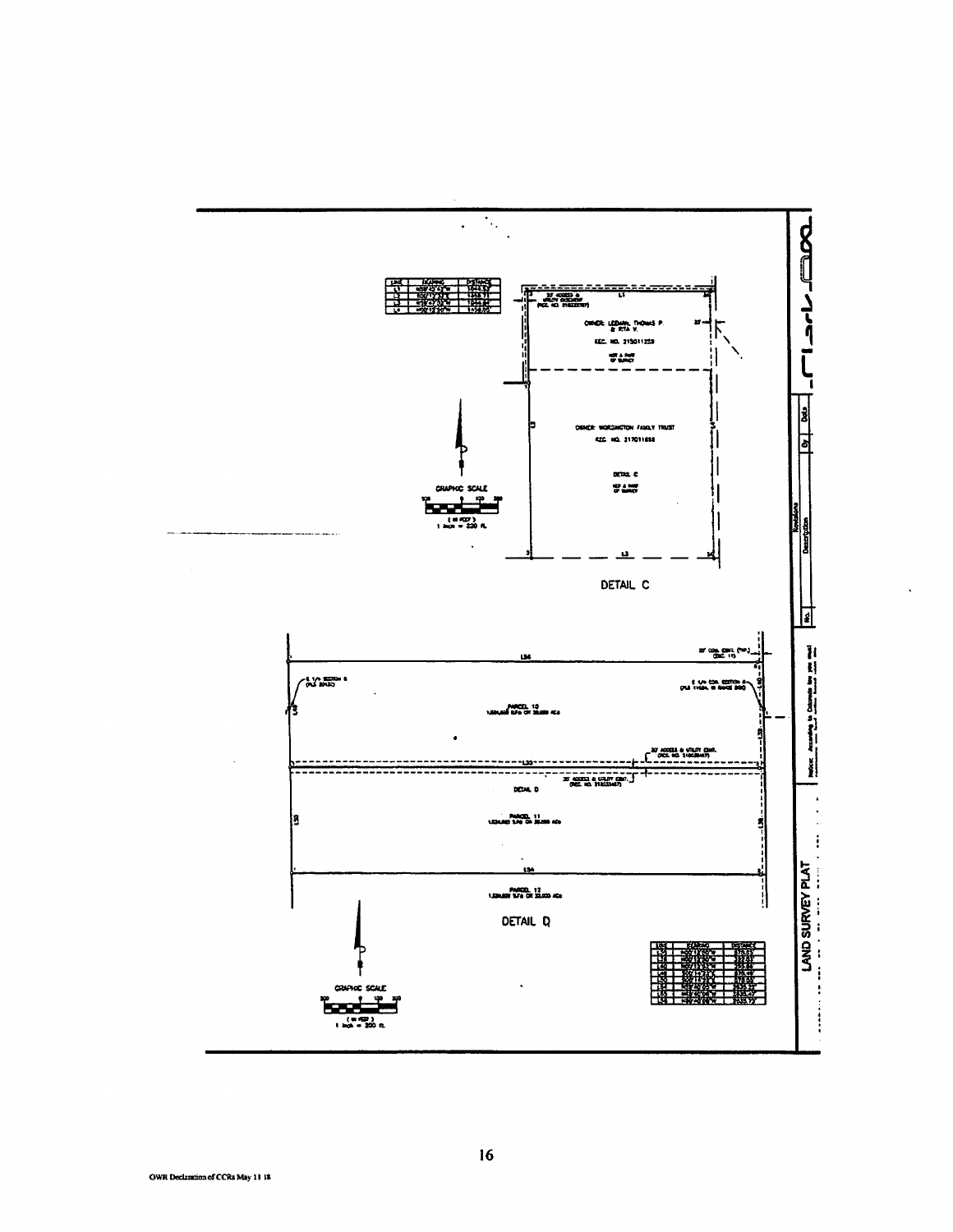| LINE | BEARING | DISTANCE |
|---|---|---|
| L1 | N89°47'47"W | 1044.82' |
| L2 | S00°12'32"E | 1338.71' |
| L3 | N89°47'32"W | 1044.82' |
| L4 | N00°12'32"W | 1338.70' |

30' ACCESS & UTILITY EASEMENT (REC. NO. 218033787)

OWNER: LEDMAN, THOMAS P. & RITA V.

REC. NO. 215011259

NOT A PART OF SURVEY

OWNER: WORTHINGTON FAMILY TRUST

REC. NO. 217011698

DETAIL C

NOT A PART OF SURVEY

GRAPHIC SCALE

( IN FEET )
1 inch = 200 ft.

DETAIL C

30' COM. ESMT. (TYP.) (DOC. 11)

E 1/4 SECTION 8 (PLS 30430)

E 1/4 COR. SECTION 8 (PLS 11434, IN RANGE 390)

PARCEL 10
1,524,600 S.F.± OR 35.000 AC±

30' ACCESS & UTILITY ESMT. (REC. NO. 218033467)

30' ACCESS & UTILITY ESMT. (REC. NO. 218033467)

DETAIL D

PARCEL 11
1,524,600 S.F.± OR 35.000 AC±

PARCEL 12
1,524,600 S.F.± OR 35.000 AC±

DETAIL D

GRAPHIC SCALE

( IN FEET )
1 inch = 200 ft.

| LINE | BEARING | DISTANCE |
|---|---|---|
| L32 | S00°11'50"W | 578.23' |
| L38 | N00°12'30"W | 332.83' |
| L39 | N00°12'30"W | 285.67' |
| L40 | N00°12'32"W | 255.80' |
| L49 | S00°14'22"E | 578.46' |
| L50 | S00°14'22"E | 578.50' |
| L52 | N89°40'05"W | 2635.57' |
| L53 | N89°40'06"W | 2635.57' |
| L54 | N89°40'06"W | 2635.72' |

Revisions

| No. | Description | By | Date |
|---|---|---|---|

Notice: According to Colorado law you must commence any legal action based upon any defect in this survey within three years after you first discover such defect.

LAND SURVEY PLAT

OWR Declaration of CCRs May 11 18